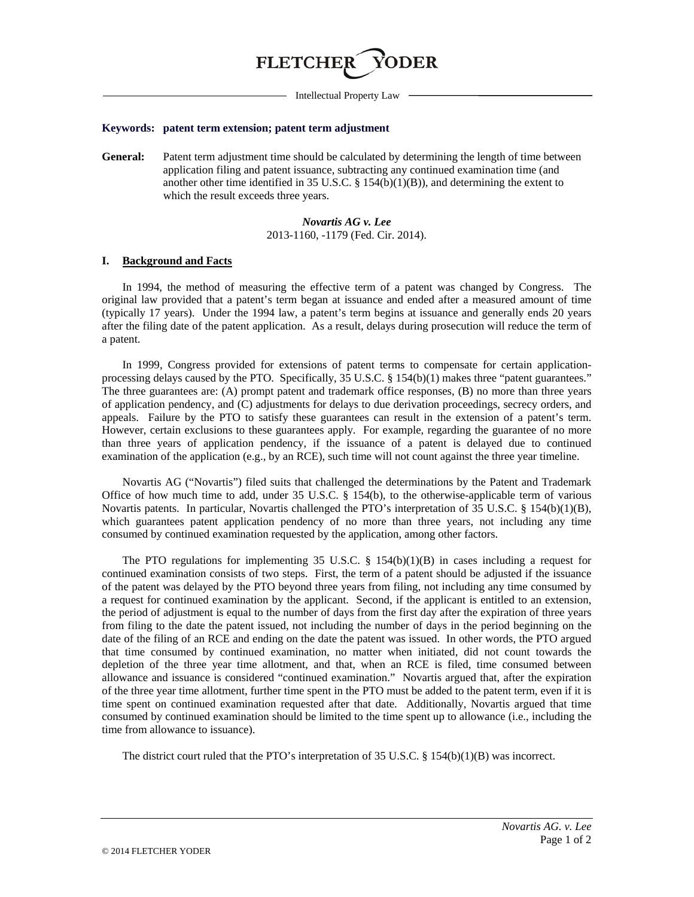# FLETCHER YODER

Intellectual Property Law

**Keywords: patent term extension; patent term adjustment**

**General:** Patent term adjustment time should be calculated by determining the length of time between application filing and patent issuance, subtracting any continued examination time (and another other time identified in 35 U.S.C. § 154(b)(1)(B)), and determining the extent to which the result exceeds three years.

***Novartis AG v. Lee***
2013-1160, -1179 (Fed. Cir. 2014).

## I. Background and Facts

In 1994, the method of measuring the effective term of a patent was changed by Congress. The original law provided that a patent's term began at issuance and ended after a measured amount of time (typically 17 years). Under the 1994 law, a patent's term begins at issuance and generally ends 20 years after the filing date of the patent application. As a result, delays during prosecution will reduce the term of a patent.

In 1999, Congress provided for extensions of patent terms to compensate for certain application-processing delays caused by the PTO. Specifically, 35 U.S.C. § 154(b)(1) makes three "patent guarantees." The three guarantees are: (A) prompt patent and trademark office responses, (B) no more than three years of application pendency, and (C) adjustments for delays to due derivation proceedings, secrecy orders, and appeals. Failure by the PTO to satisfy these guarantees can result in the extension of a patent's term. However, certain exclusions to these guarantees apply. For example, regarding the guarantee of no more than three years of application pendency, if the issuance of a patent is delayed due to continued examination of the application (e.g., by an RCE), such time will not count against the three year timeline.

Novartis AG ("Novartis") filed suits that challenged the determinations by the Patent and Trademark Office of how much time to add, under 35 U.S.C. § 154(b), to the otherwise-applicable term of various Novartis patents. In particular, Novartis challenged the PTO's interpretation of 35 U.S.C. § 154(b)(1)(B), which guarantees patent application pendency of no more than three years, not including any time consumed by continued examination requested by the application, among other factors.

The PTO regulations for implementing 35 U.S.C. § 154(b)(1)(B) in cases including a request for continued examination consists of two steps. First, the term of a patent should be adjusted if the issuance of the patent was delayed by the PTO beyond three years from filing, not including any time consumed by a request for continued examination by the applicant. Second, if the applicant is entitled to an extension, the period of adjustment is equal to the number of days from the first day after the expiration of three years from filing to the date the patent issued, not including the number of days in the period beginning on the date of the filing of an RCE and ending on the date the patent was issued. In other words, the PTO argued that time consumed by continued examination, no matter when initiated, did not count towards the depletion of the three year time allotment, and that, when an RCE is filed, time consumed between allowance and issuance is considered "continued examination." Novartis argued that, after the expiration of the three year time allotment, further time spent in the PTO must be added to the patent term, even if it is time spent on continued examination requested after that date. Additionally, Novartis argued that time consumed by continued examination should be limited to the time spent up to allowance (i.e., including the time from allowance to issuance).

The district court ruled that the PTO's interpretation of 35 U.S.C. § 154(b)(1)(B) was incorrect.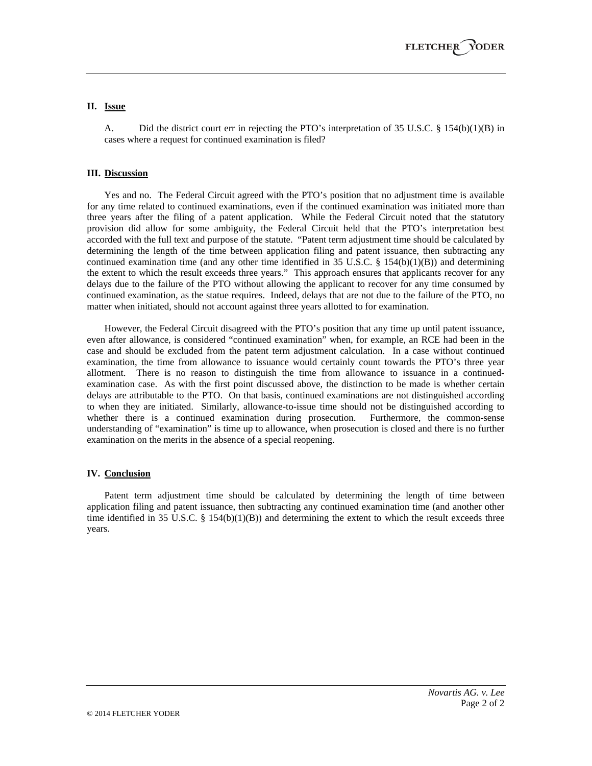## II. Issue

A. Did the district court err in rejecting the PTO's interpretation of 35 U.S.C. § 154(b)(1)(B) in cases where a request for continued examination is filed?

## III. Discussion

Yes and no. The Federal Circuit agreed with the PTO's position that no adjustment time is available for any time related to continued examinations, even if the continued examination was initiated more than three years after the filing of a patent application. While the Federal Circuit noted that the statutory provision did allow for some ambiguity, the Federal Circuit held that the PTO's interpretation best accorded with the full text and purpose of the statute. "Patent term adjustment time should be calculated by determining the length of the time between application filing and patent issuance, then subtracting any continued examination time (and any other time identified in 35 U.S.C. § 154(b)(1)(B)) and determining the extent to which the result exceeds three years." This approach ensures that applicants recover for any delays due to the failure of the PTO without allowing the applicant to recover for any time consumed by continued examination, as the statue requires. Indeed, delays that are not due to the failure of the PTO, no matter when initiated, should not account against three years allotted to for examination.

However, the Federal Circuit disagreed with the PTO's position that any time up until patent issuance, even after allowance, is considered "continued examination" when, for example, an RCE had been in the case and should be excluded from the patent term adjustment calculation. In a case without continued examination, the time from allowance to issuance would certainly count towards the PTO's three year allotment. There is no reason to distinguish the time from allowance to issuance in a continued-examination case. As with the first point discussed above, the distinction to be made is whether certain delays are attributable to the PTO. On that basis, continued examinations are not distinguished according to when they are initiated. Similarly, allowance-to-issue time should not be distinguished according to whether there is a continued examination during prosecution. Furthermore, the common-sense understanding of "examination" is time up to allowance, when prosecution is closed and there is no further examination on the merits in the absence of a special reopening.

## IV. Conclusion

Patent term adjustment time should be calculated by determining the length of time between application filing and patent issuance, then subtracting any continued examination time (and another other time identified in 35 U.S.C. § 154(b)(1)(B)) and determining the extent to which the result exceeds three years.